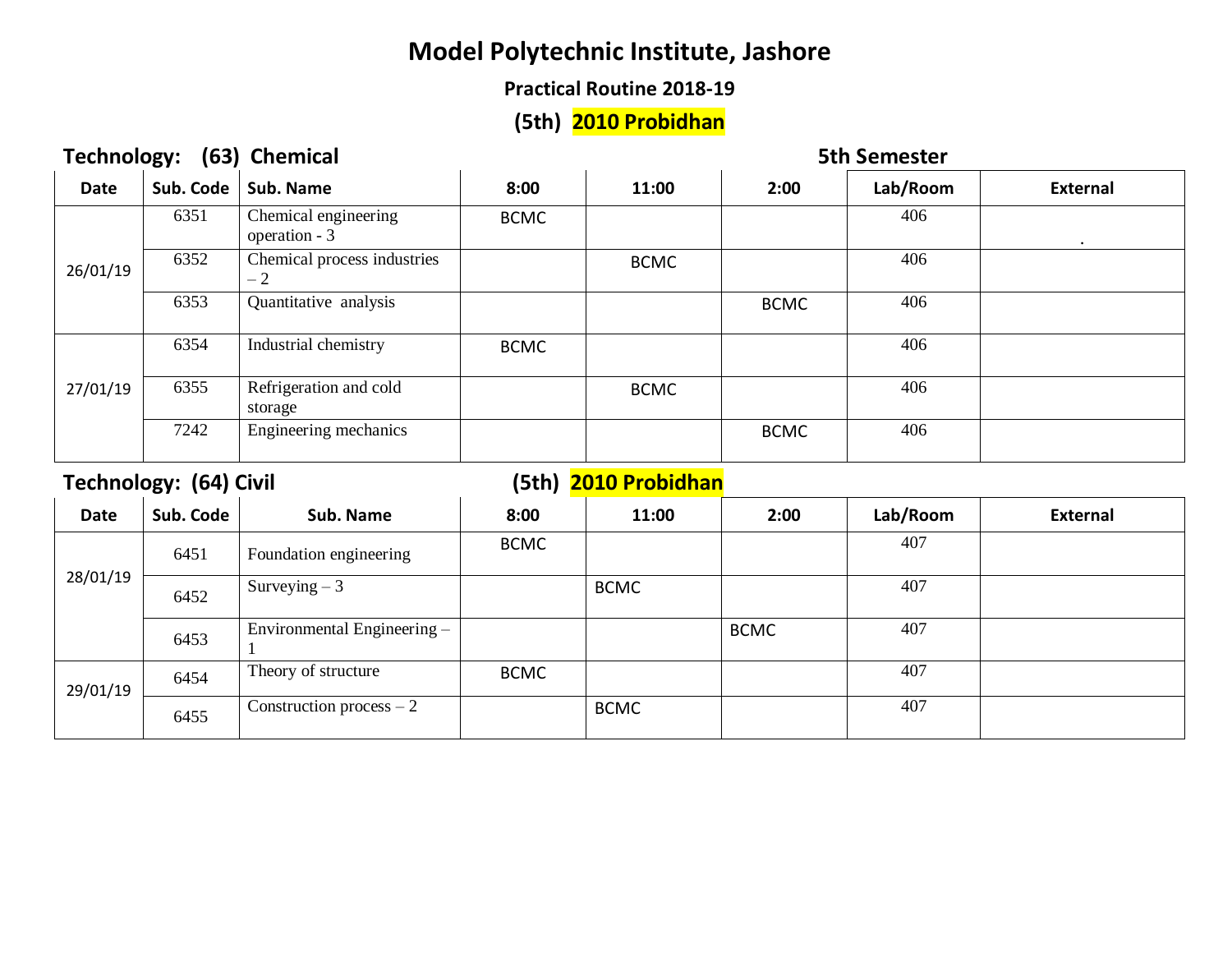# Model Polytechnic Institute, Jashore

## Practical Routine 2018-19

## (5th) 2010 Probidhan

**Technology: (63) Chemical** **5th Semester**

| Date | Sub. Code | Sub. Name | 8:00 | 11:00 | 2:00 | Lab/Room | External |
|---|---|---|---|---|---|---|---|
| 26/01/19 | 6351 | Chemical engineering operation - 3 | BCMC | | | 406 | . |
| | 6352 | Chemical process industries – 2 | | BCMC | | 406 | |
| | 6353 | Quantitative analysis | | | BCMC | 406 | |
| 27/01/19 | 6354 | Industrial chemistry | BCMC | | | 406 | |
| | 6355 | Refrigeration and cold storage | | BCMC | | 406 | |
| | 7242 | Engineering mechanics | | | BCMC | 406 | |

**Technology: (64) Civil** **(5th) 2010 Probidhan**

| Date | Sub. Code | Sub. Name | 8:00 | 11:00 | 2:00 | Lab/Room | External |
|---|---|---|---|---|---|---|---|
| 28/01/19 | 6451 | Foundation engineering | BCMC | | | 407 | |
| | 6452 | Surveying – 3 | | BCMC | | 407 | |
| | 6453 | Environmental Engineering – 1 | | | BCMC | 407 | |
| 29/01/19 | 6454 | Theory of structure | BCMC | | | 407 | |
| | 6455 | Construction process – 2 | | BCMC | | 407 | |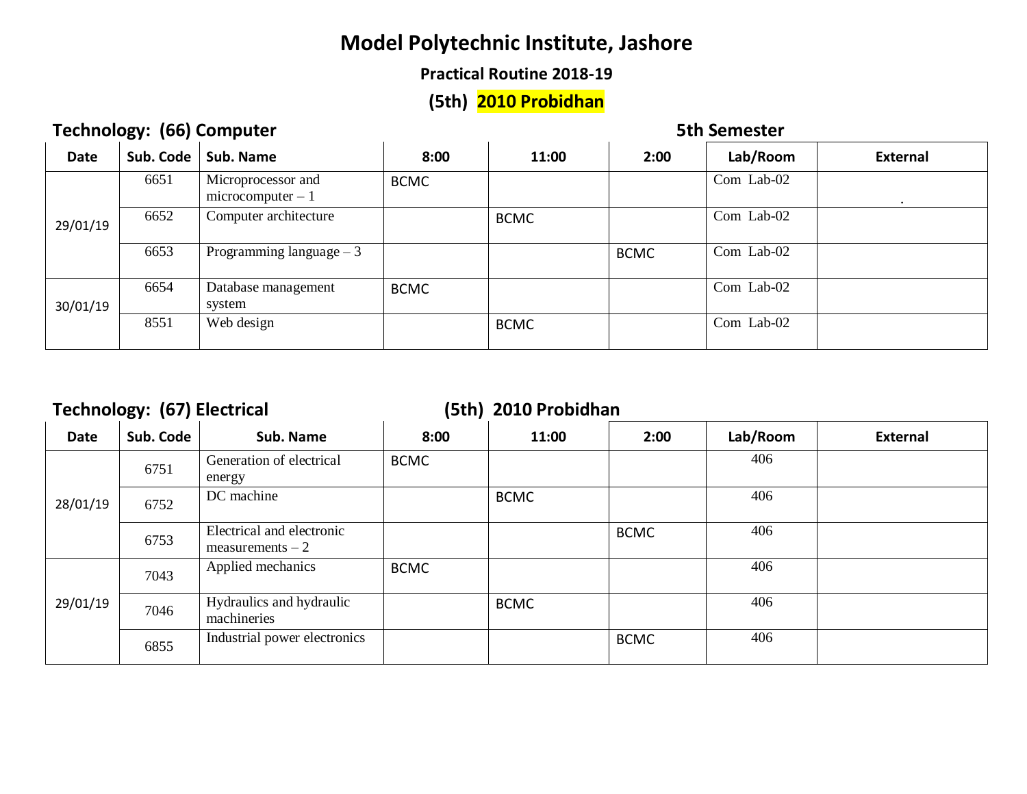# Model Polytechnic Institute, Jashore

## Practical Routine 2018-19

## (5th) 2010 Probidhan

**Technology: (66) Computer** **5th Semester**

| Date | Sub. Code | Sub. Name | 8:00 | 11:00 | 2:00 | Lab/Room | External |
|---|---|---|---|---|---|---|---|
| 29/01/19 | 6651 | Microprocessor and microcomputer – 1 | BCMC | | | Com Lab-02 | . |
| | 6652 | Computer architecture | | BCMC | | Com Lab-02 | |
| | 6653 | Programming language – 3 | | | BCMC | Com Lab-02 | |
| 30/01/19 | 6654 | Database management system | BCMC | | | Com Lab-02 | |
| | 8551 | Web design | | BCMC | | Com Lab-02 | |

**Technology: (67) Electrical** **(5th) 2010 Probidhan**

| Date | Sub. Code | Sub. Name | 8:00 | 11:00 | 2:00 | Lab/Room | External |
|---|---|---|---|---|---|---|---|
| 28/01/19 | 6751 | Generation of electrical energy | BCMC | | | 406 | |
| | 6752 | DC machine | | BCMC | | 406 | |
| | 6753 | Electrical and electronic measurements – 2 | | | BCMC | 406 | |
| 29/01/19 | 7043 | Applied mechanics | BCMC | | | 406 | |
| | 7046 | Hydraulics and hydraulic machineries | | BCMC | | 406 | |
| | 6855 | Industrial power electronics | | | BCMC | 406 | |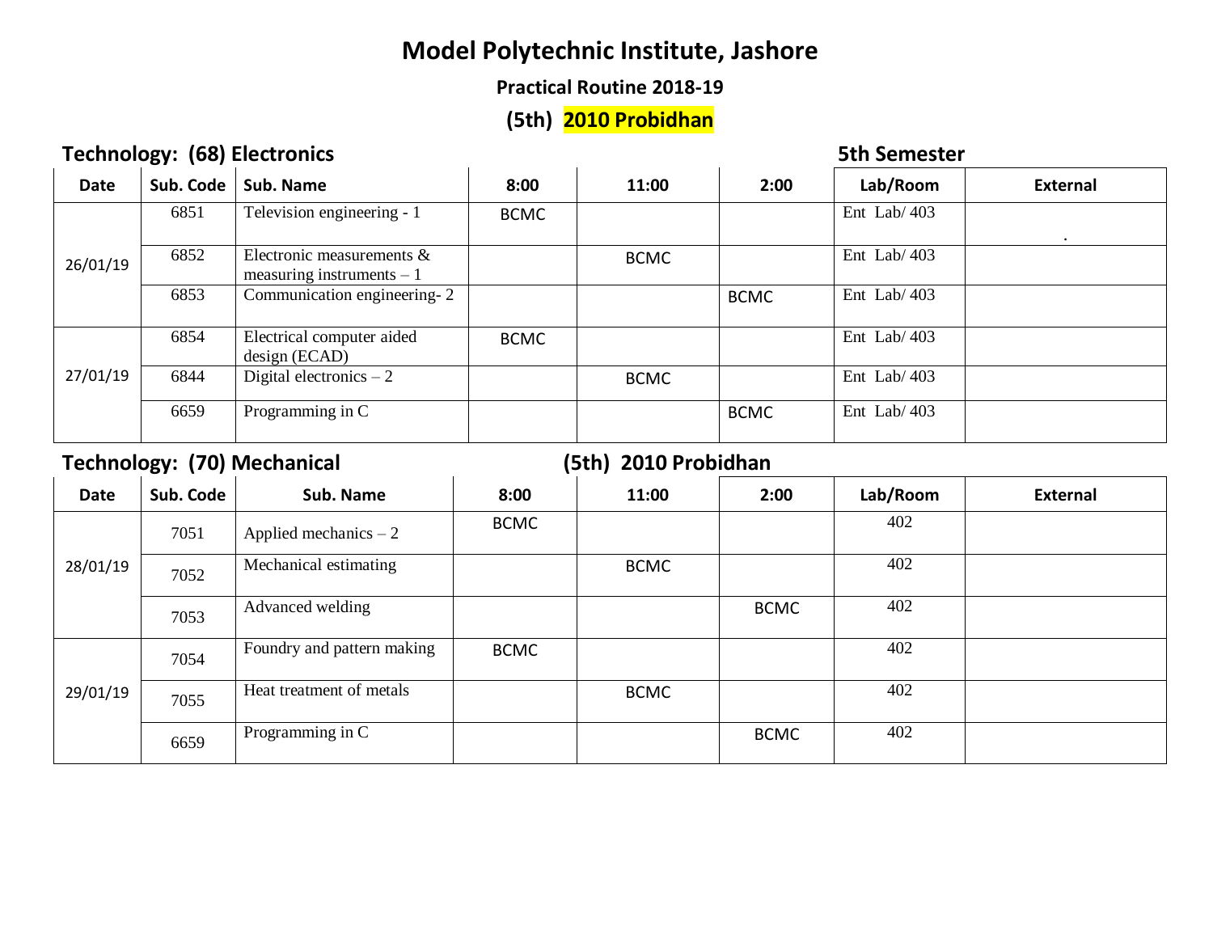# Model Polytechnic Institute, Jashore

### Practical Routine 2018-19

### (5th) 2010 Probidhan

**Technology: (68) Electronics** **5th Semester**

| Date | Sub. Code | Sub. Name | 8:00 | 11:00 | 2:00 | Lab/Room | External |
|---|---|---|---|---|---|---|---|
| 26/01/19 | 6851 | Television engineering - 1 | BCMC | | | Ent Lab/ 403 | . |
| | 6852 | Electronic measurements & measuring instruments – 1 | | BCMC | | Ent Lab/ 403 | |
| | 6853 | Communication engineering- 2 | | | BCMC | Ent Lab/ 403 | |
| 27/01/19 | 6854 | Electrical computer aided design (ECAD) | BCMC | | | Ent Lab/ 403 | |
| | 6844 | Digital electronics – 2 | | BCMC | | Ent Lab/ 403 | |
| | 6659 | Programming in C | | | BCMC | Ent Lab/ 403 | |

**Technology: (70) Mechanical** **(5th) 2010 Probidhan**

| Date | Sub. Code | Sub. Name | 8:00 | 11:00 | 2:00 | Lab/Room | External |
|---|---|---|---|---|---|---|---|
| 28/01/19 | 7051 | Applied mechanics – 2 | BCMC | | | 402 | |
| | 7052 | Mechanical estimating | | BCMC | | 402 | |
| | 7053 | Advanced welding | | | BCMC | 402 | |
| 29/01/19 | 7054 | Foundry and pattern making | BCMC | | | 402 | |
| | 7055 | Heat treatment of metals | | BCMC | | 402 | |
| | 6659 | Programming in C | | | BCMC | 402 | |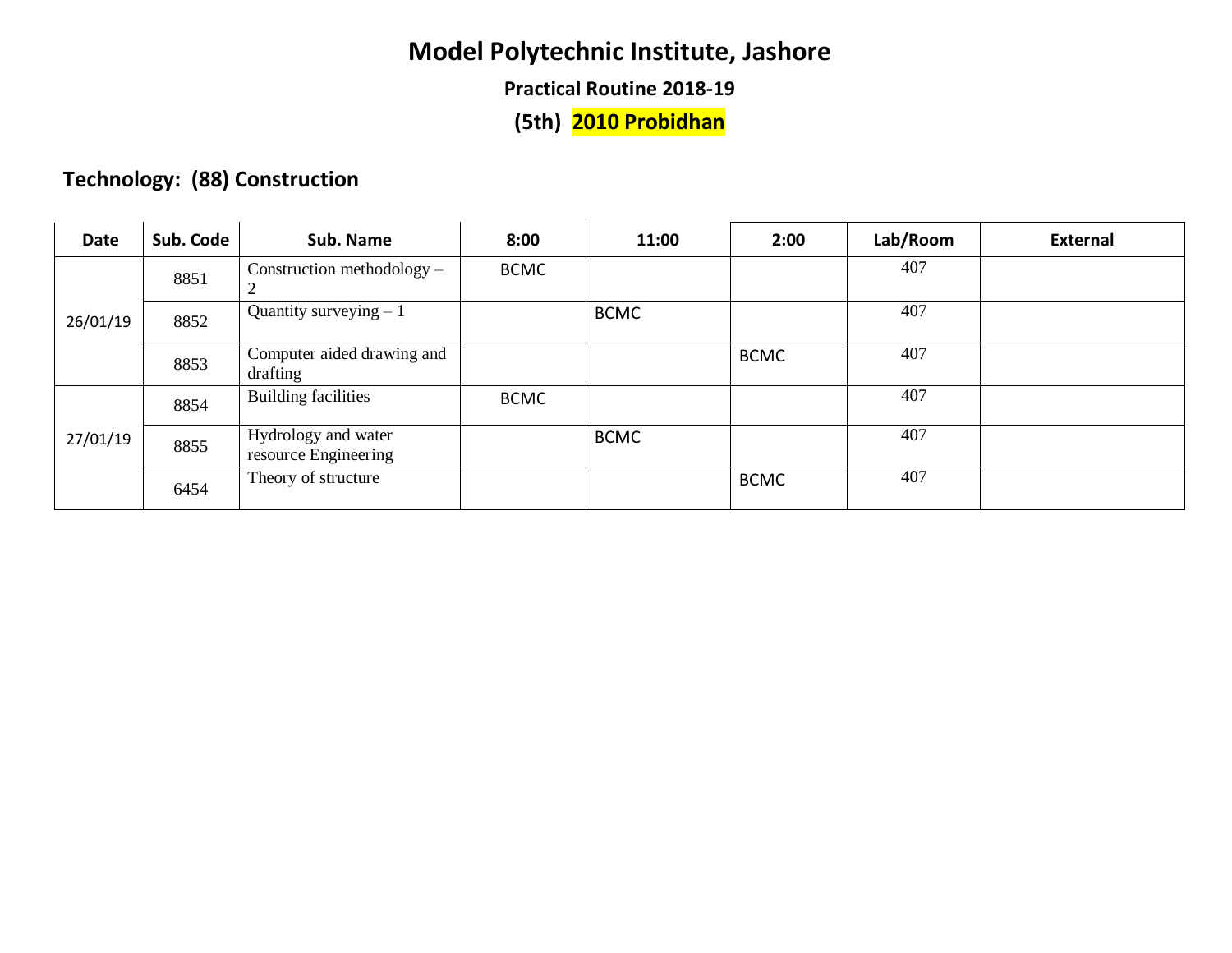# Model Polytechnic Institute, Jashore

### Practical Routine 2018-19

### (5th) 2010 Probidhan

## Technology: (88) Construction

| Date | Sub. Code | Sub. Name | 8:00 | 11:00 | 2:00 | Lab/Room | External |
|---|---|---|---|---|---|---|---|
| 26/01/19 | 8851 | Construction methodology – 2 | BCMC | | | 407 | |
| | 8852 | Quantity surveying – 1 | | BCMC | | 407 | |
| | 8853 | Computer aided drawing and drafting | | | BCMC | 407 | |
| 27/01/19 | 8854 | Building facilities | BCMC | | | 407 | |
| | 8855 | Hydrology and water resource Engineering | | BCMC | | 407 | |
| | 6454 | Theory of structure | | | BCMC | 407 | |